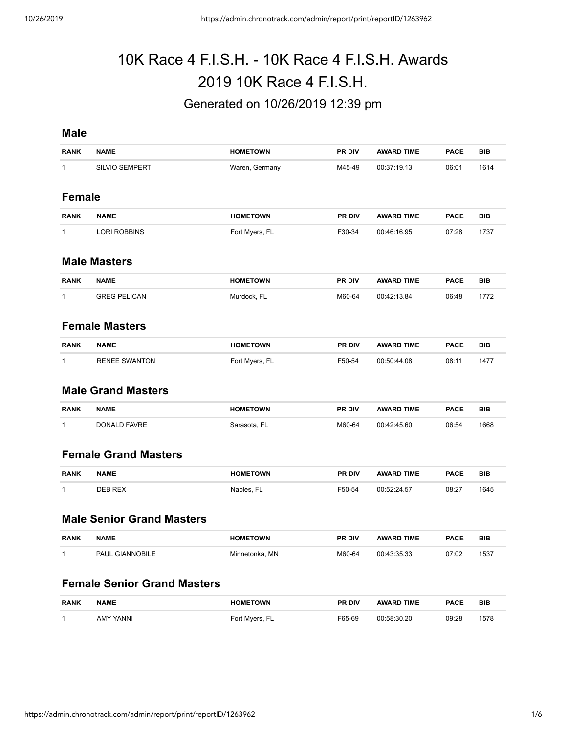# 10K Race 4 F.I.S.H. - 10K Race 4 F.I.S.H. Awards

# 2019 10K Race 4 F.I.S.H.

## Generated on 10/26/2019 12:39 pm

### Male

| RANK | NAME | HOMETOWN | PR DIV | AWARD TIME | PACE | BIB |
|---|---|---|---|---|---|---|
| 1 | SILVIO SEMPERT | Waren, Germany | M45-49 | 00:37:19.13 | 06:01 | 1614 |

### Female

| RANK | NAME | HOMETOWN | PR DIV | AWARD TIME | PACE | BIB |
|---|---|---|---|---|---|---|
| 1 | LORI ROBBINS | Fort Myers, FL | F30-34 | 00:46:16.95 | 07:28 | 1737 |

### Male Masters

| RANK | NAME | HOMETOWN | PR DIV | AWARD TIME | PACE | BIB |
|---|---|---|---|---|---|---|
| 1 | GREG PELICAN | Murdock, FL | M60-64 | 00:42:13.84 | 06:48 | 1772 |

### Female Masters

| RANK | NAME | HOMETOWN | PR DIV | AWARD TIME | PACE | BIB |
|---|---|---|---|---|---|---|
| 1 | RENEE SWANTON | Fort Myers, FL | F50-54 | 00:50:44.08 | 08:11 | 1477 |

### Male Grand Masters

| RANK | NAME | HOMETOWN | PR DIV | AWARD TIME | PACE | BIB |
|---|---|---|---|---|---|---|
| 1 | DONALD FAVRE | Sarasota, FL | M60-64 | 00:42:45.60 | 06:54 | 1668 |

### Female Grand Masters

| RANK | NAME | HOMETOWN | PR DIV | AWARD TIME | PACE | BIB |
|---|---|---|---|---|---|---|
| 1 | DEB REX | Naples, FL | F50-54 | 00:52:24.57 | 08:27 | 1645 |

### Male Senior Grand Masters

| RANK | NAME | HOMETOWN | PR DIV | AWARD TIME | PACE | BIB |
|---|---|---|---|---|---|---|
| 1 | PAUL GIANNOBILE | Minnetonka, MN | M60-64 | 00:43:35.33 | 07:02 | 1537 |

### Female Senior Grand Masters

| RANK | NAME | HOMETOWN | PR DIV | AWARD TIME | PACE | BIB |
|---|---|---|---|---|---|---|
| 1 | AMY YANNI | Fort Myers, FL | F65-69 | 00:58:30.20 | 09:28 | 1578 |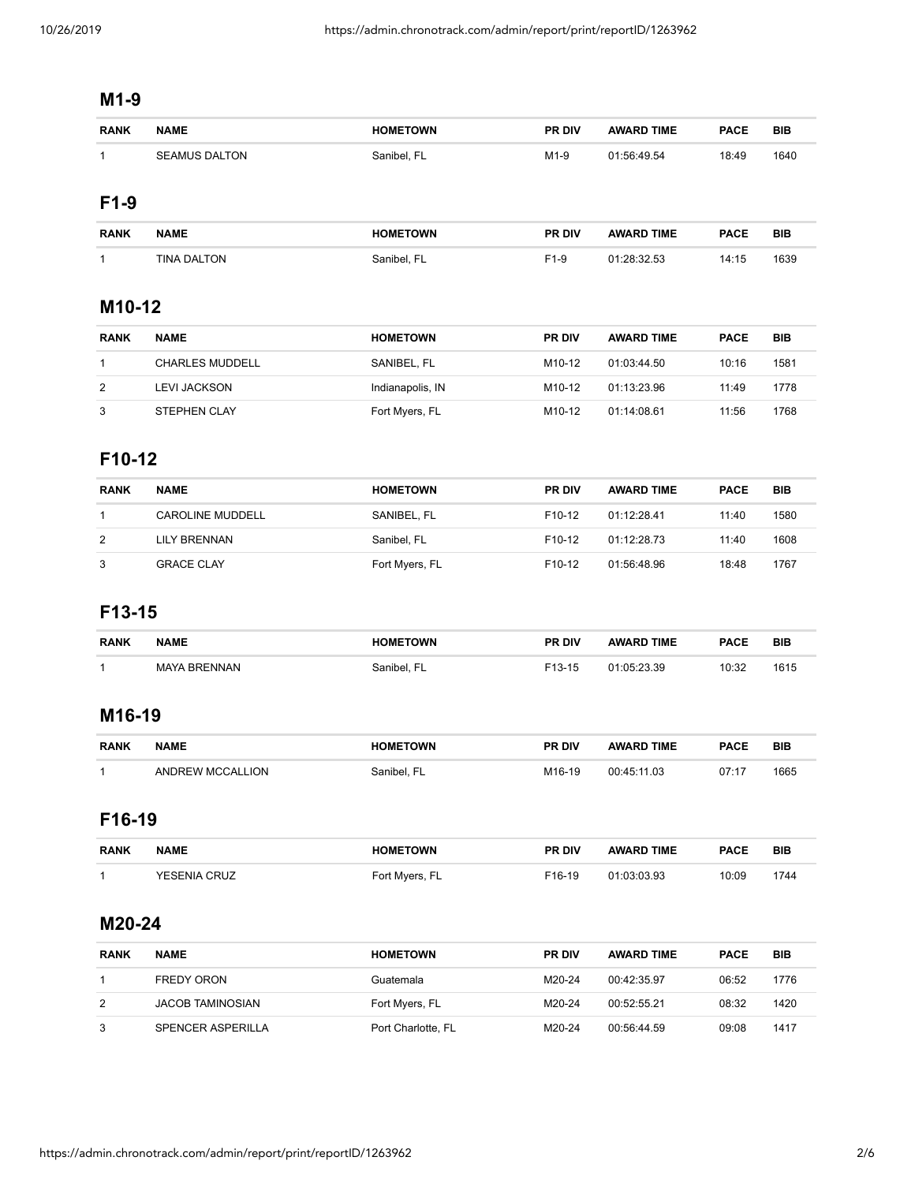## M1-9

| RANK | NAME | HOMETOWN | PR DIV | AWARD TIME | PACE | BIB |
|---|---|---|---|---|---|---|
| 1 | SEAMUS DALTON | Sanibel, FL | M1-9 | 01:56:49.54 | 18:49 | 1640 |

## F1-9

| RANK | NAME | HOMETOWN | PR DIV | AWARD TIME | PACE | BIB |
|---|---|---|---|---|---|---|
| 1 | TINA DALTON | Sanibel, FL | F1-9 | 01:28:32.53 | 14:15 | 1639 |

## M10-12

| RANK | NAME | HOMETOWN | PR DIV | AWARD TIME | PACE | BIB |
|---|---|---|---|---|---|---|
| 1 | CHARLES MUDDELL | SANIBEL, FL | M10-12 | 01:03:44.50 | 10:16 | 1581 |
| 2 | LEVI JACKSON | Indianapolis, IN | M10-12 | 01:13:23.96 | 11:49 | 1778 |
| 3 | STEPHEN CLAY | Fort Myers, FL | M10-12 | 01:14:08.61 | 11:56 | 1768 |

## F10-12

| RANK | NAME | HOMETOWN | PR DIV | AWARD TIME | PACE | BIB |
|---|---|---|---|---|---|---|
| 1 | CAROLINE MUDDELL | SANIBEL, FL | F10-12 | 01:12:28.41 | 11:40 | 1580 |
| 2 | LILY BRENNAN | Sanibel, FL | F10-12 | 01:12:28.73 | 11:40 | 1608 |
| 3 | GRACE CLAY | Fort Myers, FL | F10-12 | 01:56:48.96 | 18:48 | 1767 |

## F13-15

| RANK | NAME | HOMETOWN | PR DIV | AWARD TIME | PACE | BIB |
|---|---|---|---|---|---|---|
| 1 | MAYA BRENNAN | Sanibel, FL | F13-15 | 01:05:23.39 | 10:32 | 1615 |

## M16-19

| RANK | NAME | HOMETOWN | PR DIV | AWARD TIME | PACE | BIB |
|---|---|---|---|---|---|---|
| 1 | ANDREW MCCALLION | Sanibel, FL | M16-19 | 00:45:11.03 | 07:17 | 1665 |

## F16-19

| RANK | NAME | HOMETOWN | PR DIV | AWARD TIME | PACE | BIB |
|---|---|---|---|---|---|---|
| 1 | YESENIA CRUZ | Fort Myers, FL | F16-19 | 01:03:03.93 | 10:09 | 1744 |

## M20-24

| RANK | NAME | HOMETOWN | PR DIV | AWARD TIME | PACE | BIB |
|---|---|---|---|---|---|---|
| 1 | FREDY ORON | Guatemala | M20-24 | 00:42:35.97 | 06:52 | 1776 |
| 2 | JACOB TAMINOSIAN | Fort Myers, FL | M20-24 | 00:52:55.21 | 08:32 | 1420 |
| 3 | SPENCER ASPERILLA | Port Charlotte, FL | M20-24 | 00:56:44.59 | 09:08 | 1417 |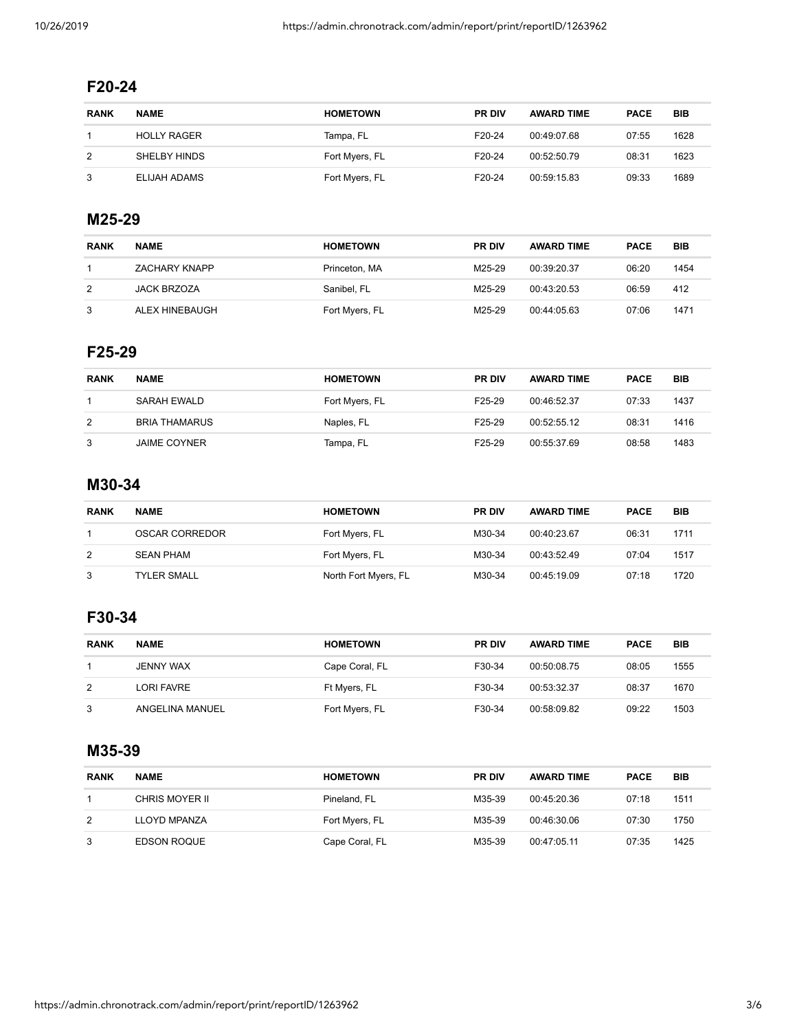## F20-24

| RANK | NAME | HOMETOWN | PR DIV | AWARD TIME | PACE | BIB |
|---|---|---|---|---|---|---|
| 1 | HOLLY RAGER | Tampa, FL | F20-24 | 00:49:07.68 | 07:55 | 1628 |
| 2 | SHELBY HINDS | Fort Myers, FL | F20-24 | 00:52:50.79 | 08:31 | 1623 |
| 3 | ELIJAH ADAMS | Fort Myers, FL | F20-24 | 00:59:15.83 | 09:33 | 1689 |

## M25-29

| RANK | NAME | HOMETOWN | PR DIV | AWARD TIME | PACE | BIB |
|---|---|---|---|---|---|---|
| 1 | ZACHARY KNAPP | Princeton, MA | M25-29 | 00:39:20.37 | 06:20 | 1454 |
| 2 | JACK BRZOZA | Sanibel, FL | M25-29 | 00:43:20.53 | 06:59 | 412 |
| 3 | ALEX HINEBAUGH | Fort Myers, FL | M25-29 | 00:44:05.63 | 07:06 | 1471 |

## F25-29

| RANK | NAME | HOMETOWN | PR DIV | AWARD TIME | PACE | BIB |
|---|---|---|---|---|---|---|
| 1 | SARAH EWALD | Fort Myers, FL | F25-29 | 00:46:52.37 | 07:33 | 1437 |
| 2 | BRIA THAMARUS | Naples, FL | F25-29 | 00:52:55.12 | 08:31 | 1416 |
| 3 | JAIME COYNER | Tampa, FL | F25-29 | 00:55:37.69 | 08:58 | 1483 |

## M30-34

| RANK | NAME | HOMETOWN | PR DIV | AWARD TIME | PACE | BIB |
|---|---|---|---|---|---|---|
| 1 | OSCAR CORREDOR | Fort Myers, FL | M30-34 | 00:40:23.67 | 06:31 | 1711 |
| 2 | SEAN PHAM | Fort Myers, FL | M30-34 | 00:43:52.49 | 07:04 | 1517 |
| 3 | TYLER SMALL | North Fort Myers, FL | M30-34 | 00:45:19.09 | 07:18 | 1720 |

## F30-34

| RANK | NAME | HOMETOWN | PR DIV | AWARD TIME | PACE | BIB |
|---|---|---|---|---|---|---|
| 1 | JENNY WAX | Cape Coral, FL | F30-34 | 00:50:08.75 | 08:05 | 1555 |
| 2 | LORI FAVRE | Ft Myers, FL | F30-34 | 00:53:32.37 | 08:37 | 1670 |
| 3 | ANGELINA MANUEL | Fort Myers, FL | F30-34 | 00:58:09.82 | 09:22 | 1503 |

## M35-39

| RANK | NAME | HOMETOWN | PR DIV | AWARD TIME | PACE | BIB |
|---|---|---|---|---|---|---|
| 1 | CHRIS MOYER II | Pineland, FL | M35-39 | 00:45:20.36 | 07:18 | 1511 |
| 2 | LLOYD MPANZA | Fort Myers, FL | M35-39 | 00:46:30.06 | 07:30 | 1750 |
| 3 | EDSON ROQUE | Cape Coral, FL | M35-39 | 00:47:05.11 | 07:35 | 1425 |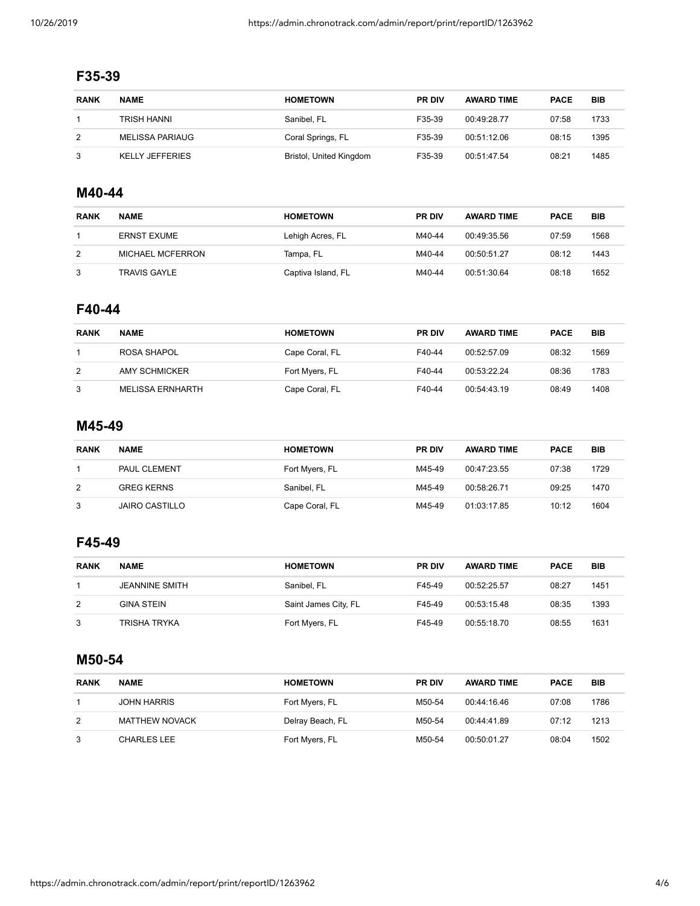## F35-39

| RANK | NAME | HOMETOWN | PR DIV | AWARD TIME | PACE | BIB |
|---|---|---|---|---|---|---|
| 1 | TRISH HANNI | Sanibel, FL | F35-39 | 00:49:28.77 | 07:58 | 1733 |
| 2 | MELISSA PARIAUG | Coral Springs, FL | F35-39 | 00:51:12.06 | 08:15 | 1395 |
| 3 | KELLY JEFFERIES | Bristol, United Kingdom | F35-39 | 00:51:47.54 | 08:21 | 1485 |

## M40-44

| RANK | NAME | HOMETOWN | PR DIV | AWARD TIME | PACE | BIB |
|---|---|---|---|---|---|---|
| 1 | ERNST EXUME | Lehigh Acres, FL | M40-44 | 00:49:35.56 | 07:59 | 1568 |
| 2 | MICHAEL MCFERRON | Tampa, FL | M40-44 | 00:50:51.27 | 08:12 | 1443 |
| 3 | TRAVIS GAYLE | Captiva Island, FL | M40-44 | 00:51:30.64 | 08:18 | 1652 |

## F40-44

| RANK | NAME | HOMETOWN | PR DIV | AWARD TIME | PACE | BIB |
|---|---|---|---|---|---|---|
| 1 | ROSA SHAPOL | Cape Coral, FL | F40-44 | 00:52:57.09 | 08:32 | 1569 |
| 2 | AMY SCHMICKER | Fort Myers, FL | F40-44 | 00:53:22.24 | 08:36 | 1783 |
| 3 | MELISSA ERNHARTH | Cape Coral, FL | F40-44 | 00:54:43.19 | 08:49 | 1408 |

## M45-49

| RANK | NAME | HOMETOWN | PR DIV | AWARD TIME | PACE | BIB |
|---|---|---|---|---|---|---|
| 1 | PAUL CLEMENT | Fort Myers, FL | M45-49 | 00:47:23.55 | 07:38 | 1729 |
| 2 | GREG KERNS | Sanibel, FL | M45-49 | 00:58:26.71 | 09:25 | 1470 |
| 3 | JAIRO CASTILLO | Cape Coral, FL | M45-49 | 01:03:17.85 | 10:12 | 1604 |

## F45-49

| RANK | NAME | HOMETOWN | PR DIV | AWARD TIME | PACE | BIB |
|---|---|---|---|---|---|---|
| 1 | JEANNINE SMITH | Sanibel, FL | F45-49 | 00:52:25.57 | 08:27 | 1451 |
| 2 | GINA STEIN | Saint James City, FL | F45-49 | 00:53:15.48 | 08:35 | 1393 |
| 3 | TRISHA TRYKA | Fort Myers, FL | F45-49 | 00:55:18.70 | 08:55 | 1631 |

## M50-54

| RANK | NAME | HOMETOWN | PR DIV | AWARD TIME | PACE | BIB |
|---|---|---|---|---|---|---|
| 1 | JOHN HARRIS | Fort Myers, FL | M50-54 | 00:44:16.46 | 07:08 | 1786 |
| 2 | MATTHEW NOVACK | Delray Beach, FL | M50-54 | 00:44:41.89 | 07:12 | 1213 |
| 3 | CHARLES LEE | Fort Myers, FL | M50-54 | 00:50:01.27 | 08:04 | 1502 |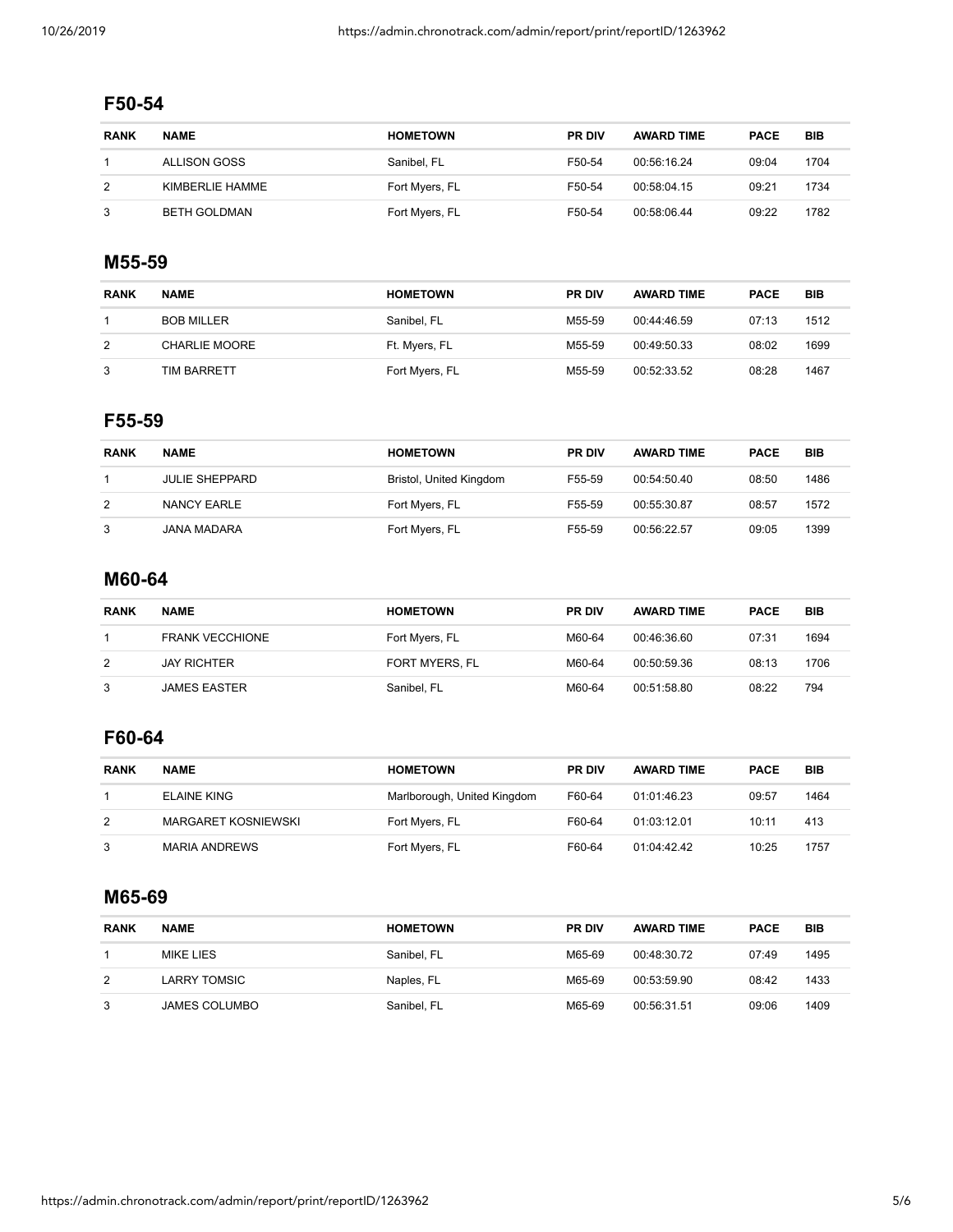## F50-54

| RANK | NAME | HOMETOWN | PR DIV | AWARD TIME | PACE | BIB |
|---|---|---|---|---|---|---|
| 1 | ALLISON GOSS | Sanibel, FL | F50-54 | 00:56:16.24 | 09:04 | 1704 |
| 2 | KIMBERLIE HAMME | Fort Myers, FL | F50-54 | 00:58:04.15 | 09:21 | 1734 |
| 3 | BETH GOLDMAN | Fort Myers, FL | F50-54 | 00:58:06.44 | 09:22 | 1782 |

## M55-59

| RANK | NAME | HOMETOWN | PR DIV | AWARD TIME | PACE | BIB |
|---|---|---|---|---|---|---|
| 1 | BOB MILLER | Sanibel, FL | M55-59 | 00:44:46.59 | 07:13 | 1512 |
| 2 | CHARLIE MOORE | Ft. Myers, FL | M55-59 | 00:49:50.33 | 08:02 | 1699 |
| 3 | TIM BARRETT | Fort Myers, FL | M55-59 | 00:52:33.52 | 08:28 | 1467 |

## F55-59

| RANK | NAME | HOMETOWN | PR DIV | AWARD TIME | PACE | BIB |
|---|---|---|---|---|---|---|
| 1 | JULIE SHEPPARD | Bristol, United Kingdom | F55-59 | 00:54:50.40 | 08:50 | 1486 |
| 2 | NANCY EARLE | Fort Myers, FL | F55-59 | 00:55:30.87 | 08:57 | 1572 |
| 3 | JANA MADARA | Fort Myers, FL | F55-59 | 00:56:22.57 | 09:05 | 1399 |

## M60-64

| RANK | NAME | HOMETOWN | PR DIV | AWARD TIME | PACE | BIB |
|---|---|---|---|---|---|---|
| 1 | FRANK VECCHIONE | Fort Myers, FL | M60-64 | 00:46:36.60 | 07:31 | 1694 |
| 2 | JAY RICHTER | FORT MYERS, FL | M60-64 | 00:50:59.36 | 08:13 | 1706 |
| 3 | JAMES EASTER | Sanibel, FL | M60-64 | 00:51:58.80 | 08:22 | 794 |

## F60-64

| RANK | NAME | HOMETOWN | PR DIV | AWARD TIME | PACE | BIB |
|---|---|---|---|---|---|---|
| 1 | ELAINE KING | Marlborough, United Kingdom | F60-64 | 01:01:46.23 | 09:57 | 1464 |
| 2 | MARGARET KOSNIEWSKI | Fort Myers, FL | F60-64 | 01:03:12.01 | 10:11 | 413 |
| 3 | MARIA ANDREWS | Fort Myers, FL | F60-64 | 01:04:42.42 | 10:25 | 1757 |

## M65-69

| RANK | NAME | HOMETOWN | PR DIV | AWARD TIME | PACE | BIB |
|---|---|---|---|---|---|---|
| 1 | MIKE LIES | Sanibel, FL | M65-69 | 00:48:30.72 | 07:49 | 1495 |
| 2 | LARRY TOMSIC | Naples, FL | M65-69 | 00:53:59.90 | 08:42 | 1433 |
| 3 | JAMES COLUMBO | Sanibel, FL | M65-69 | 00:56:31.51 | 09:06 | 1409 |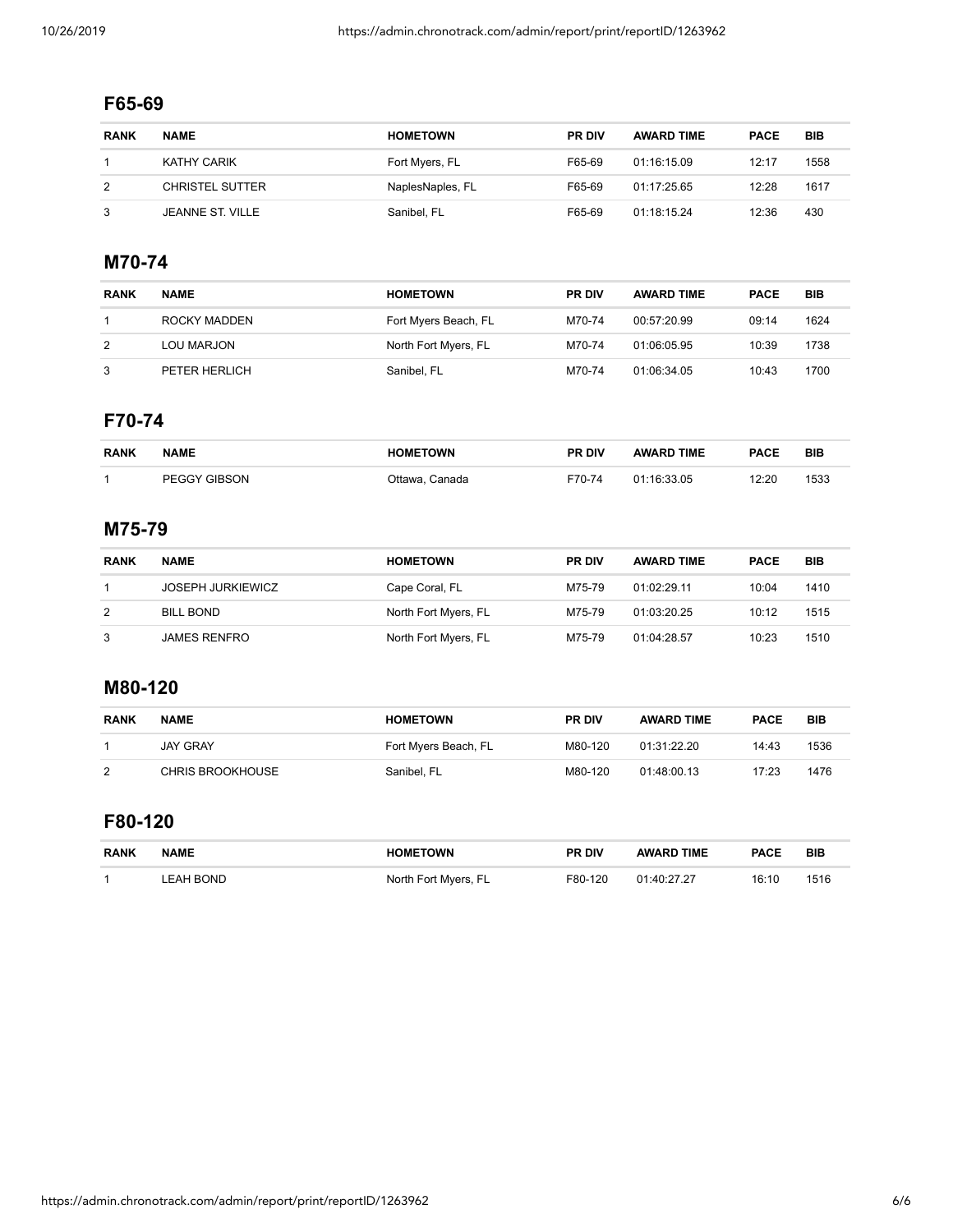## F65-69

| RANK | NAME | HOMETOWN | PR DIV | AWARD TIME | PACE | BIB |
|---|---|---|---|---|---|---|
| 1 | KATHY CARIK | Fort Myers, FL | F65-69 | 01:16:15.09 | 12:17 | 1558 |
| 2 | CHRISTEL SUTTER | NaplesNaples, FL | F65-69 | 01:17:25.65 | 12:28 | 1617 |
| 3 | JEANNE ST. VILLE | Sanibel, FL | F65-69 | 01:18:15.24 | 12:36 | 430 |

## M70-74

| RANK | NAME | HOMETOWN | PR DIV | AWARD TIME | PACE | BIB |
|---|---|---|---|---|---|---|
| 1 | ROCKY MADDEN | Fort Myers Beach, FL | M70-74 | 00:57:20.99 | 09:14 | 1624 |
| 2 | LOU MARJON | North Fort Myers, FL | M70-74 | 01:06:05.95 | 10:39 | 1738 |
| 3 | PETER HERLICH | Sanibel, FL | M70-74 | 01:06:34.05 | 10:43 | 1700 |

## F70-74

| RANK | NAME | HOMETOWN | PR DIV | AWARD TIME | PACE | BIB |
|---|---|---|---|---|---|---|
| 1 | PEGGY GIBSON | Ottawa, Canada | F70-74 | 01:16:33.05 | 12:20 | 1533 |

## M75-79

| RANK | NAME | HOMETOWN | PR DIV | AWARD TIME | PACE | BIB |
|---|---|---|---|---|---|---|
| 1 | JOSEPH JURKIEWICZ | Cape Coral, FL | M75-79 | 01:02:29.11 | 10:04 | 1410 |
| 2 | BILL BOND | North Fort Myers, FL | M75-79 | 01:03:20.25 | 10:12 | 1515 |
| 3 | JAMES RENFRO | North Fort Myers, FL | M75-79 | 01:04:28.57 | 10:23 | 1510 |

## M80-120

| RANK | NAME | HOMETOWN | PR DIV | AWARD TIME | PACE | BIB |
|---|---|---|---|---|---|---|
| 1 | JAY GRAY | Fort Myers Beach, FL | M80-120 | 01:31:22.20 | 14:43 | 1536 |
| 2 | CHRIS BROOKHOUSE | Sanibel, FL | M80-120 | 01:48:00.13 | 17:23 | 1476 |

## F80-120

| RANK | NAME | HOMETOWN | PR DIV | AWARD TIME | PACE | BIB |
|---|---|---|---|---|---|---|
| 1 | LEAH BOND | North Fort Myers, FL | F80-120 | 01:40:27.27 | 16:10 | 1516 |